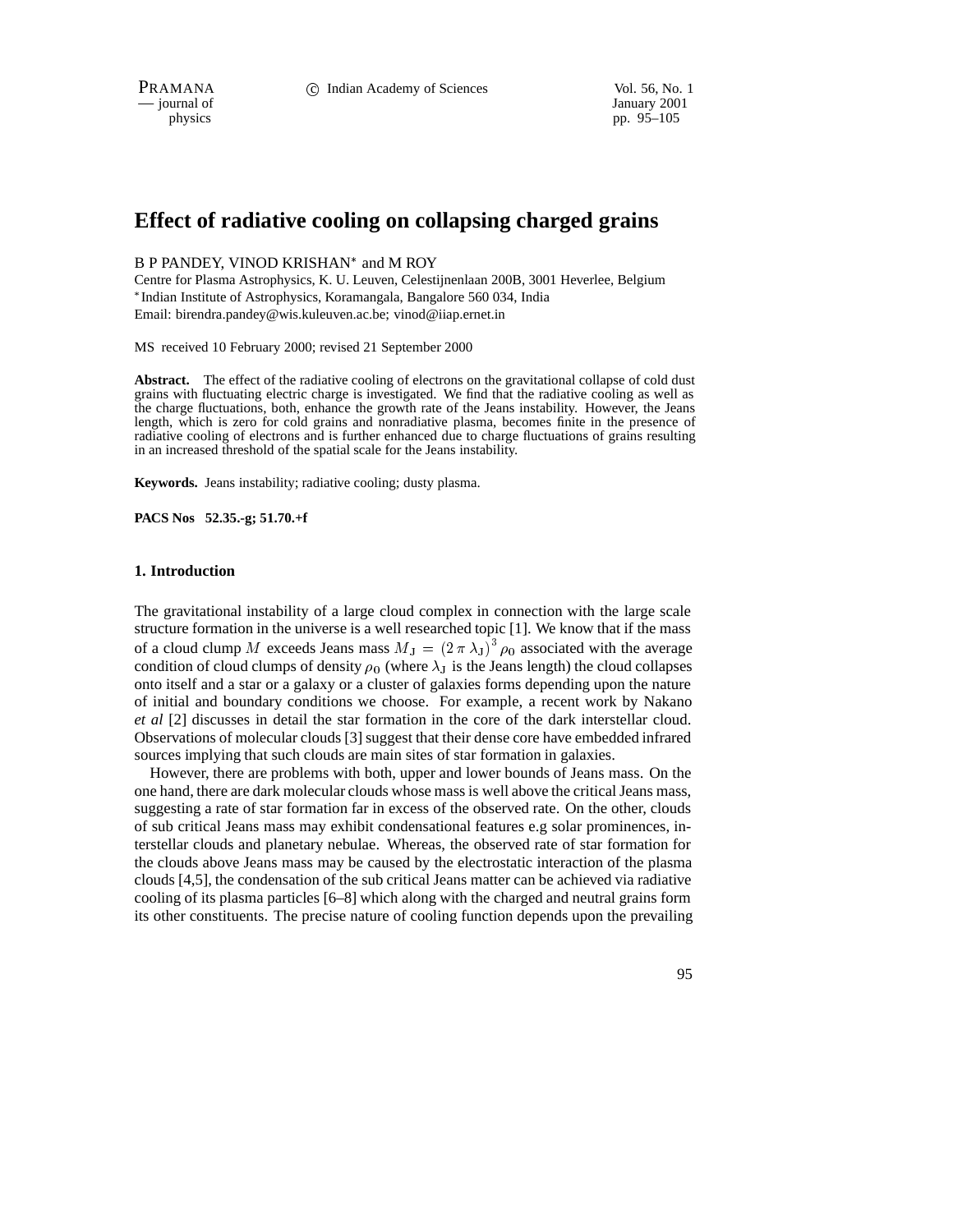# Effect of radiative cooling on collapsing charged grains

B P PANDEY, VINOD KRISHAN* and M ROY

Centre for Plasma Astrophysics, K. U. Leuven, Celestijnenlaan 200B, 3001 Heverlee, Belgium
*Indian Institute of Astrophysics, Koramangala, Bangalore 560 034, India
Email: birendra.pandey@wis.kuleuven.ac.be; vinod@iiap.ernet.in

MS received 10 February 2000; revised 21 September 2000

**Abstract.** The effect of the radiative cooling of electrons on the gravitational collapse of cold dust grains with fluctuating electric charge is investigated. We find that the radiative cooling as well as the charge fluctuations, both, enhance the growth rate of the Jeans instability. However, the Jeans length, which is zero for cold grains and nonradiative plasma, becomes finite in the presence of radiative cooling of electrons and is further enhanced due to charge fluctuations of grains resulting in an increased threshold of the spatial scale for the Jeans instability.

**Keywords.** Jeans instability; radiative cooling; dusty plasma.

**PACS Nos 52.35.-g; 51.70.+f**

## 1. Introduction

The gravitational instability of a large cloud complex in connection with the large scale structure formation in the universe is a well researched topic [1]. We know that if the mass of a cloud clump $M$ exceeds Jeans mass $M_{\mathrm{J}} = (2\,\pi\,\lambda_{\mathrm{J}})^3\,\rho_0$ associated with the average condition of cloud clumps of density $\rho_0$ (where $\lambda_{\mathrm{J}}$ is the Jeans length) the cloud collapses onto itself and a star or a galaxy or a cluster of galaxies forms depending upon the nature of initial and boundary conditions we choose. For example, a recent work by Nakano *et al* [2] discusses in detail the star formation in the core of the dark interstellar cloud. Observations of molecular clouds [3] suggest that their dense core have embedded infrared sources implying that such clouds are main sites of star formation in galaxies.

However, there are problems with both, upper and lower bounds of Jeans mass. On the one hand, there are dark molecular clouds whose mass is well above the critical Jeans mass, suggesting a rate of star formation far in excess of the observed rate. On the other, clouds of sub critical Jeans mass may exhibit condensational features e.g solar prominences, interstellar clouds and planetary nebulae. Whereas, the observed rate of star formation for the clouds above Jeans mass may be caused by the electrostatic interaction of the plasma clouds [4,5], the condensation of the sub critical Jeans matter can be achieved via radiative cooling of its plasma particles [6–8] which along with the charged and neutral grains form its other constituents. The precise nature of cooling function depends upon the prevailing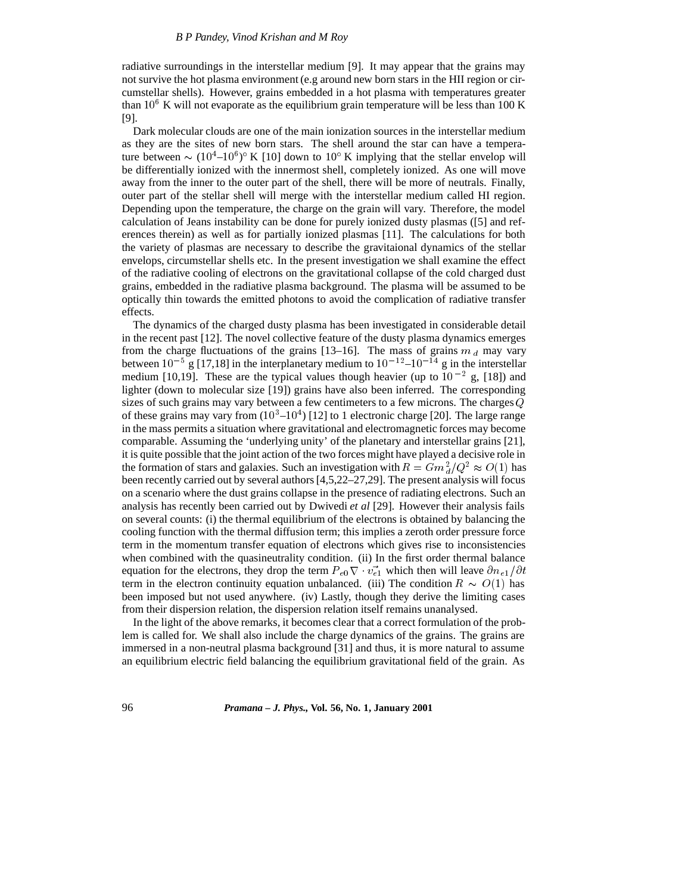radiative surroundings in the interstellar medium [9]. It may appear that the grains may not survive the hot plasma environment (e.g around new born stars in the HII region or circumstellar shells). However, grains embedded in a hot plasma with temperatures greater than $10^6$ K will not evaporate as the equilibrium grain temperature will be less than 100 K [9].

Dark molecular clouds are one of the main ionization sources in the interstellar medium as they are the sites of new born stars. The shell around the star can have a temperature between $\sim (10^4$–$10^6)^\circ$ K [10] down to $10^\circ$ K implying that the stellar envelop will be differentially ionized with the innermost shell, completely ionized. As one will move away from the inner to the outer part of the shell, there will be more of neutrals. Finally, outer part of the stellar shell will merge with the interstellar medium called HI region. Depending upon the temperature, the charge on the grain will vary. Therefore, the model calculation of Jeans instability can be done for purely ionized dusty plasmas ([5] and references therein) as well as for partially ionized plasmas [11]. The calculations for both the variety of plasmas are necessary to describe the gravitaional dynamics of the stellar envelops, circumstellar shells etc. In the present investigation we shall examine the effect of the radiative cooling of electrons on the gravitational collapse of the cold charged dust grains, embedded in the radiative plasma background. The plasma will be assumed to be optically thin towards the emitted photons to avoid the complication of radiative transfer effects.

The dynamics of the charged dusty plasma has been investigated in considerable detail in the recent past [12]. The novel collective feature of the dusty plasma dynamics emerges from the charge fluctuations of the grains [13–16]. The mass of grains $m_d$ may vary between $10^{-5}$ g [17,18] in the interplanetary medium to $10^{-12}$–$10^{-14}$ g in the interstellar medium [10,19]. These are the typical values though heavier (up to $10^{-2}$ g, [18]) and lighter (down to molecular size [19]) grains have also been inferred. The corresponding sizes of such grains may vary between a few centimeters to a few microns. The charges $Q$ of these grains may vary from $(10^3$–$10^4)$ [12] to 1 electronic charge [20]. The large range in the mass permits a situation where gravitational and electromagnetic forces may become comparable. Assuming the 'underlying unity' of the planetary and interstellar grains [21], it is quite possible that the joint action of the two forces might have played a decisive role in the formation of stars and galaxies. Such an investigation with $R = Gm_d^2/Q^2 \approx O(1)$ has been recently carried out by several authors [4,5,22–27,29]. The present analysis will focus on a scenario where the dust grains collapse in the presence of radiating electrons. Such an analysis has recently been carried out by Dwivedi *et al* [29]. However their analysis fails on several counts: (i) the thermal equilibrium of the electrons is obtained by balancing the cooling function with the thermal diffusion term; this implies a zeroth order pressure force term in the momentum transfer equation of electrons which gives rise to inconsistencies when combined with the quasineutrality condition. (ii) In the first order thermal balance equation for the electrons, they drop the term $P_{e0}\nabla \cdot \vec{v_{e1}}$ which then will leave $\partial n_{e1}/\partial t$ term in the electron continuity equation unbalanced. (iii) The condition $R \sim O(1)$ has been imposed but not used anywhere. (iv) Lastly, though they derive the limiting cases from their dispersion relation, the dispersion relation itself remains unanalysed.

In the light of the above remarks, it becomes clear that a correct formulation of the problem is called for. We shall also include the charge dynamics of the grains. The grains are immersed in a non-neutral plasma background [31] and thus, it is more natural to assume an equilibrium electric field balancing the equilibrium gravitational field of the grain. As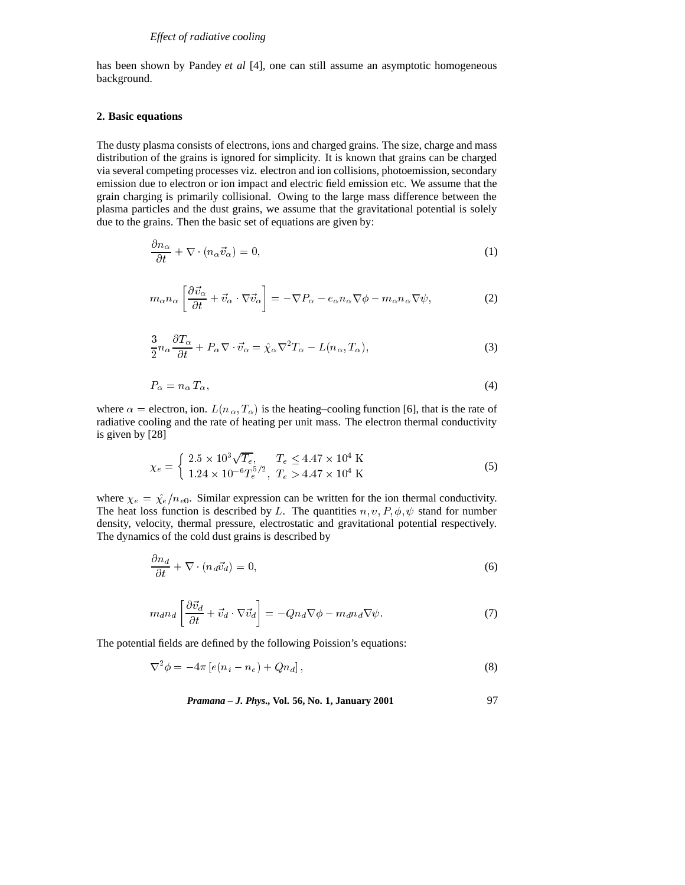has been shown by Pandey *et al* [4], one can still assume an asymptotic homogeneous background.

## 2. Basic equations

The dusty plasma consists of electrons, ions and charged grains. The size, charge and mass distribution of the grains is ignored for simplicity. It is known that grains can be charged via several competing processes viz. electron and ion collisions, photoemission, secondary emission due to electron or ion impact and electric field emission etc. We assume that the grain charging is primarily collisional. Owing to the large mass difference between the plasma particles and the dust grains, we assume that the gravitational potential is solely due to the grains. Then the basic set of equations are given by:

$$\frac{\partial n_\alpha}{\partial t} + \nabla \cdot (n_\alpha \vec{v}_\alpha) = 0, \tag{1}$$

$$m_\alpha n_\alpha \left[ \frac{\partial \vec{v}_\alpha}{\partial t} + \vec{v}_\alpha \cdot \nabla \vec{v}_\alpha \right] = -\nabla P_\alpha - e_\alpha n_\alpha \nabla \phi - m_\alpha n_\alpha \nabla \psi, \tag{2}$$

$$\frac{3}{2} n_\alpha \frac{\partial T_\alpha}{\partial t} + P_\alpha \nabla \cdot \vec{v}_\alpha = \hat{\chi}_\alpha \nabla^2 T_\alpha - L(n_\alpha, T_\alpha), \tag{3}$$

$$P_\alpha = n_\alpha T_\alpha, \tag{4}$$

where $\alpha =$ electron, ion. $L(n_\alpha, T_\alpha)$ is the heating–cooling function [6], that is the rate of radiative cooling and the rate of heating per unit mass. The electron thermal conductivity is given by [28]

$$\chi_e = \begin{cases} 2.5 \times 10^3 \sqrt{T_e}, & T_e \leq 4.47 \times 10^4 \text{ K} \\ 1.24 \times 10^{-6} T_e^{5/2}, & T_e > 4.47 \times 10^4 \text{ K} \end{cases} \tag{5}$$

where $\chi_e = \hat{\chi}_e / n_{e0}$. Similar expression can be written for the ion thermal conductivity. The heat loss function is described by $L$. The quantities $n, v, P, \phi, \psi$ stand for number density, velocity, thermal pressure, electrostatic and gravitational potential respectively. The dynamics of the cold dust grains is described by

$$\frac{\partial n_d}{\partial t} + \nabla \cdot (n_d \vec{v}_d) = 0, \tag{6}$$

$$m_d n_d \left[ \frac{\partial \vec{v}_d}{\partial t} + \vec{v}_d \cdot \nabla \vec{v}_d \right] = -Q n_d \nabla \phi - m_d n_d \nabla \psi. \tag{7}$$

The potential fields are defined by the following Poission's equations:

$$\nabla^2 \phi = -4\pi \left[ e(n_i - n_e) + Q n_d \right], \tag{8}$$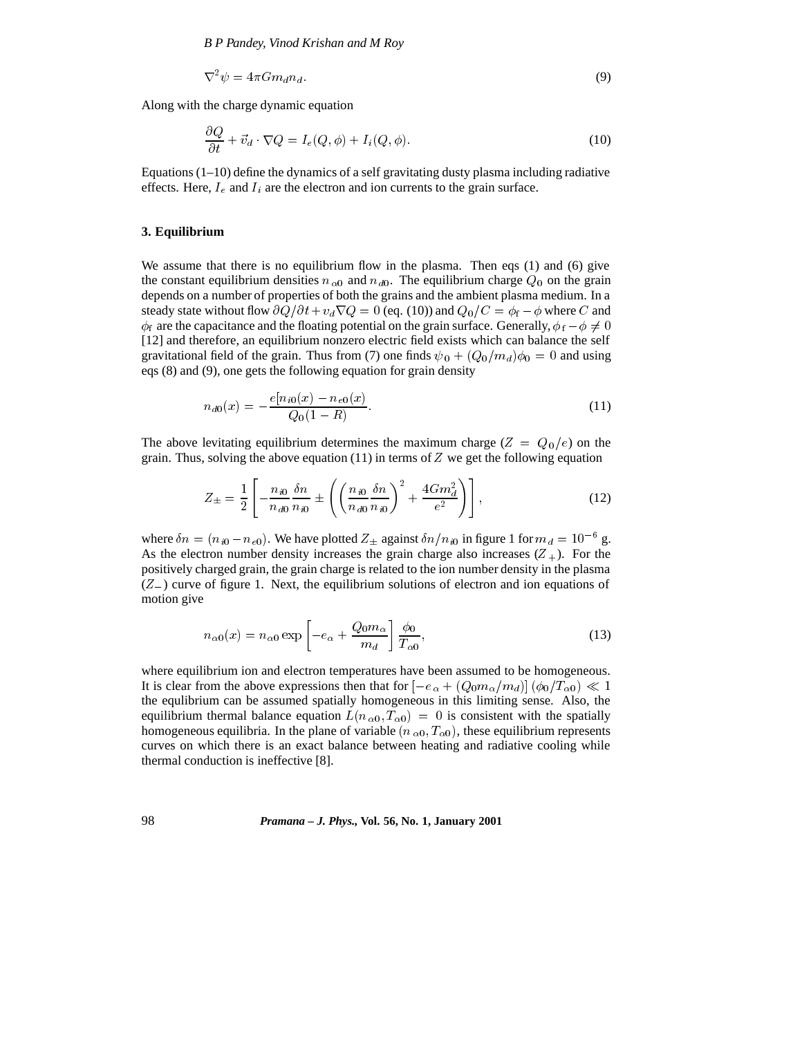$$\nabla^2 \psi = 4\pi G m_d n_d. \tag{9}$$

Along with the charge dynamic equation

$$\frac{\partial Q}{\partial t} + \vec{v}_d \cdot \nabla Q = I_e(Q, \phi) + I_i(Q, \phi). \tag{10}$$

Equations (1–10) define the dynamics of a self gravitating dusty plasma including radiative effects. Here, $I_e$ and $I_i$ are the electron and ion currents to the grain surface.

## 3. Equilibrium

We assume that there is no equilibrium flow in the plasma. Then eqs (1) and (6) give the constant equilibrium densities $n_{\alpha 0}$ and $n_{d0}$. The equilibrium charge $Q_0$ on the grain depends on a number of properties of both the grains and the ambient plasma medium. In a steady state without flow $\partial Q/\partial t + v_d \nabla Q = 0$ (eq. (10)) and $Q_0/C = \phi_{\rm f} - \phi$ where $C$ and $\phi_{\rm f}$ are the capacitance and the floating potential on the grain surface. Generally, $\phi_{\rm f} - \phi \neq 0$ [12] and therefore, an equilibrium nonzero electric field exists which can balance the self gravitational field of the grain. Thus from (7) one finds $\psi_0 + (Q_0/m_d)\phi_0 = 0$ and using eqs (8) and (9), one gets the following equation for grain density

$$n_{d0}(x) = -\frac{e[n_{i0}(x) - n_{e0}(x)]}{Q_0(1-R)}. \tag{11}$$

The above levitating equilibrium determines the maximum charge ($Z = Q_0/e$) on the grain. Thus, solving the above equation (11) in terms of $Z$ we get the following equation

$$Z_{\pm} = \frac{1}{2}\left[-\frac{n_{i0}}{n_{d0}}\frac{\delta n}{n_{i0}} \pm \left(\left(\frac{n_{i0}}{n_{d0}}\frac{\delta n}{n_{i0}}\right)^2 + \frac{4Gm_d^2}{e^2}\right)\right], \tag{12}$$

where $\delta n = (n_{i0} - n_{e0})$. We have plotted $Z_{\pm}$ against $\delta n/n_{i0}$ in figure 1 for $m_d = 10^{-6}$ g. As the electron number density increases the grain charge also increases ($Z_+$). For the positively charged grain, the grain charge is related to the ion number density in the plasma ($Z_-$) curve of figure 1. Next, the equilibrium solutions of electron and ion equations of motion give

$$n_{\alpha 0}(x) = n_{\alpha 0} \exp\left[-e_\alpha + \frac{Q_0 m_\alpha}{m_d}\right]\frac{\phi_0}{T_{\alpha 0}}, \tag{13}$$

where equilibrium ion and electron temperatures have been assumed to be homogeneous. It is clear from the above expressions then that for $[-e_\alpha + (Q_0 m_\alpha/m_d)]\,(\phi_0/T_{\alpha 0}) \ll 1$ the equlibrium can be assumed spatially homogeneous in this limiting sense. Also, the equilibrium thermal balance equation $L(n_{\alpha 0}, T_{\alpha 0}) = 0$ is consistent with the spatially homogeneous equilibria. In the plane of variable $(n_{\alpha 0}, T_{\alpha 0})$, these equilibrium represents curves on which there is an exact balance between heating and radiative cooling while thermal conduction is ineffective [8].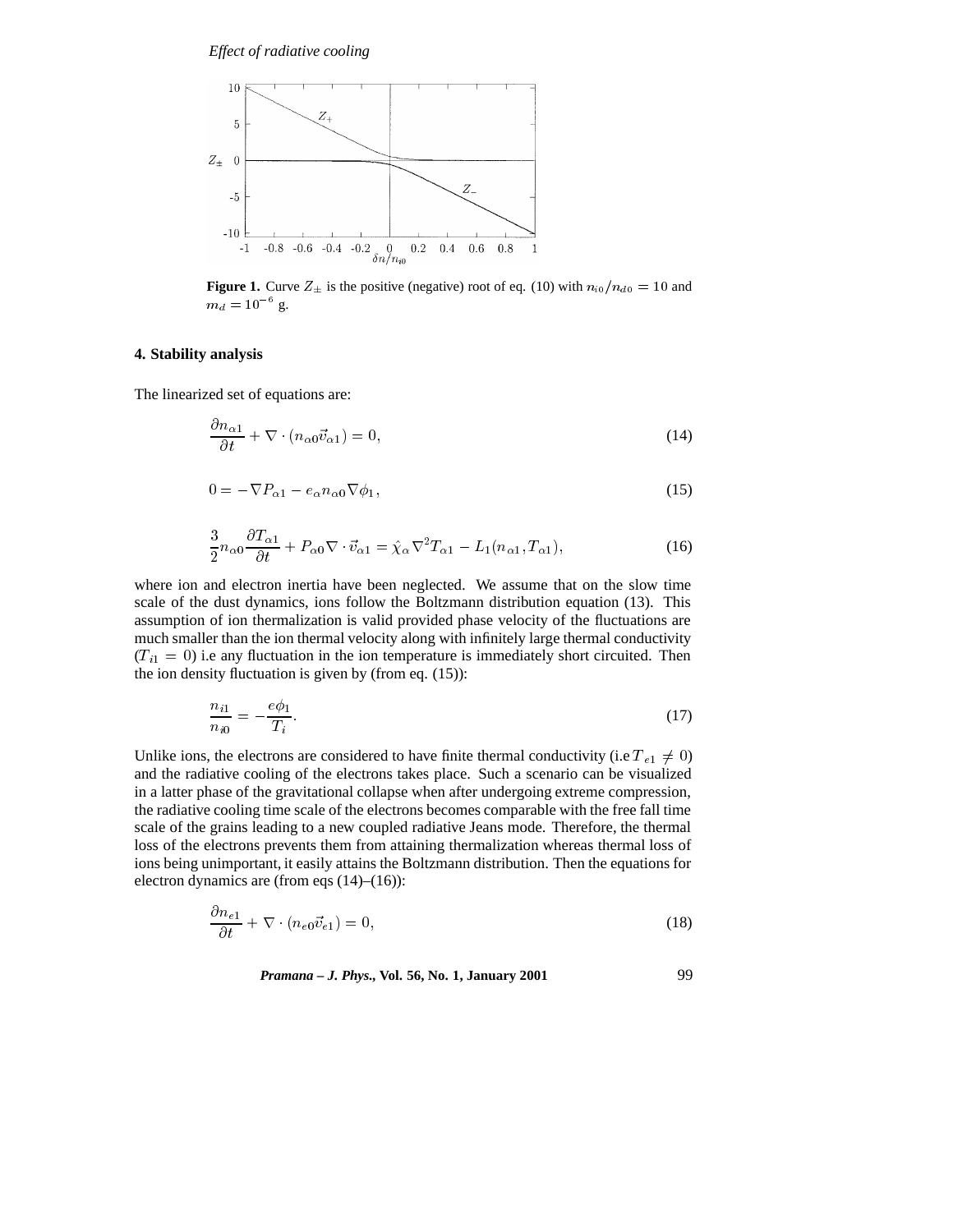10

5

$Z_{\pm}$ 0

-5

-10

-1 -0.8 -0.6 -0.4 -0.2 0 0.2 0.4 0.6 0.8 1

$\delta n/n_{i0}$

$Z_+$

$Z_-$

**Figure 1.** Curve $Z_{\pm}$ is the positive (negative) root of eq. (10) with $n_{i0}/n_{d0} = 10$ and $m_d = 10^{-6}$ g.

## 4. Stability analysis

The linearized set of equations are:

$$\frac{\partial n_{\alpha 1}}{\partial t} + \nabla \cdot (n_{\alpha 0}\vec{v}_{\alpha 1}) = 0, \tag{14}$$

$$0 = -\nabla P_{\alpha 1} - e_\alpha n_{\alpha 0} \nabla \phi_1, \tag{15}$$

$$\frac{3}{2} n_{\alpha 0} \frac{\partial T_{\alpha 1}}{\partial t} + P_{\alpha 0} \nabla \cdot \vec{v}_{\alpha 1} = \hat{\chi}_\alpha \nabla^2 T_{\alpha 1} - L_1(n_{\alpha 1}, T_{\alpha 1}), \tag{16}$$

where ion and electron inertia have been neglected. We assume that on the slow time scale of the dust dynamics, ions follow the Boltzmann distribution equation (13). This assumption of ion thermalization is valid provided phase velocity of the fluctuations are much smaller than the ion thermal velocity along with infinitely large thermal conductivity ($T_{i1} = 0$) i.e any fluctuation in the ion temperature is immediately short circuited. Then the ion density fluctuation is given by (from eq. (15)):

$$\frac{n_{i1}}{n_{i0}} = -\frac{e\phi_1}{T_i}. \tag{17}$$

Unlike ions, the electrons are considered to have finite thermal conductivity (i.e $T_{e1} \neq 0$) and the radiative cooling of the electrons takes place. Such a scenario can be visualized in a latter phase of the gravitational collapse when after undergoing extreme compression, the radiative cooling time scale of the electrons becomes comparable with the free fall time scale of the grains leading to a new coupled radiative Jeans mode. Therefore, the thermal loss of the electrons prevents them from attaining thermalization whereas thermal loss of ions being unimportant, it easily attains the Boltzmann distribution. Then the equations for electron dynamics are (from eqs (14)–(16)):

$$\frac{\partial n_{e1}}{\partial t} + \nabla \cdot (n_{e0}\vec{v}_{e1}) = 0, \tag{18}$$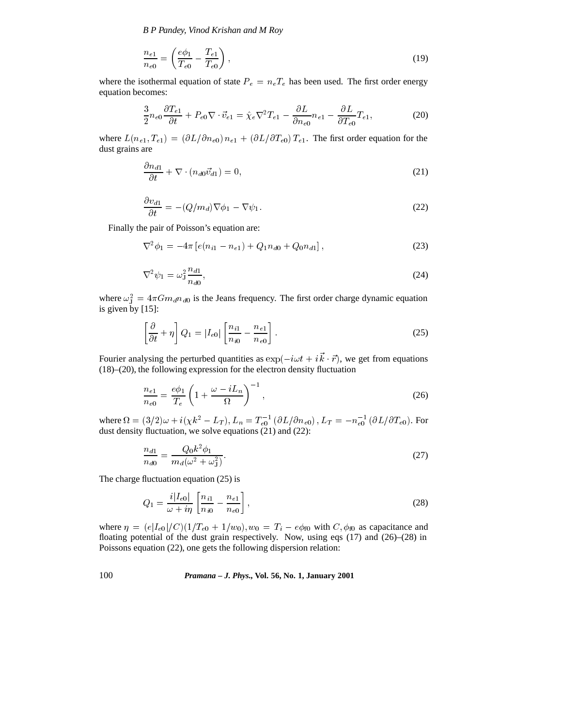$$\frac{n_{e1}}{n_{e0}} = \left(\frac{e\phi_1}{T_{e0}} - \frac{T_{e1}}{T_{e0}}\right), \tag{19}$$

where the isothermal equation of state $P_e = n_e T_e$ has been used. The first order energy equation becomes:

$$\frac{3}{2} n_{e0} \frac{\partial T_{e1}}{\partial t} + P_{e0} \nabla \cdot \vec{v}_{e1} = \hat{\chi}_e \nabla^2 T_{e1} - \frac{\partial L}{\partial n_{e0}} n_{e1} - \frac{\partial L}{\partial T_{e0}} T_{e1}, \tag{20}$$

where $L(n_{e1}, T_{e1}) = (\partial L/\partial n_{e0})\, n_{e1} + (\partial L/\partial T_{e0})\, T_{e1}$. The first order equation for the dust grains are

$$\frac{\partial n_{d1}}{\partial t} + \nabla \cdot (n_{d0} \vec{v}_{d1}) = 0, \tag{21}$$

$$\frac{\partial v_{d1}}{\partial t} = -(Q/m_d) \nabla \phi_1 - \nabla \psi_1. \tag{22}$$

Finally the pair of Poisson's equation are:

$$\nabla^2 \phi_1 = -4\pi \left[ e(n_{i1} - n_{e1}) + Q_1 n_{d0} + Q_0 n_{d1} \right], \tag{23}$$

$$\nabla^2 \psi_1 = \omega_{\mathrm{J}}^2 \frac{n_{d1}}{n_{d0}}, \tag{24}$$

where $\omega_{\mathrm{J}}^2 = 4\pi G m_d n_{d0}$ is the Jeans frequency. The first order charge dynamic equation is given by [15]:

$$\left[ \frac{\partial}{\partial t} + \eta \right] Q_1 = |I_{e0}| \left[ \frac{n_{i1}}{n_{i0}} - \frac{n_{e1}}{n_{e0}} \right]. \tag{25}$$

Fourier analysing the perturbed quantities as $\exp(-i\omega t + i\vec{k} \cdot \vec{r})$, we get from equations (18)–(20), the following expression for the electron density fluctuation

$$\frac{n_{e1}}{n_{e0}} = \frac{e\phi_1}{T_e} \left( 1 + \frac{\omega - iL_n}{\Omega} \right)^{-1}, \tag{26}$$

where $\Omega = (3/2)\omega + i(\chi k^2 - L_T)$, $L_n = T_{e0}^{-1} \left(\partial L/\partial n_{e0}\right)$, $L_T = -n_{e0}^{-1} \left(\partial L/\partial T_{e0}\right)$. For dust density fluctuation, we solve equations (21) and (22):

$$\frac{n_{d1}}{n_{d0}} = \frac{Q_0 k^2 \phi_1}{m_d(\omega^2 + \omega_{\mathrm{J}}^2)}. \tag{27}$$

The charge fluctuation equation (25) is

$$Q_1 = \frac{i|I_{e0}|}{\omega + i\eta} \left[ \frac{n_{i1}}{n_{i0}} - \frac{n_{e1}}{n_{e0}} \right], \tag{28}$$

where $\eta = (e|I_{e0}|/C)(1/T_{e0} + 1/w_0), w_0 = T_i - e\phi_{f0}$ with $C, \phi_{f0}$ as capacitance and floating potential of the dust grain respectively. Now, using eqs (17) and (26)–(28) in Poissons equation (22), one gets the following dispersion relation: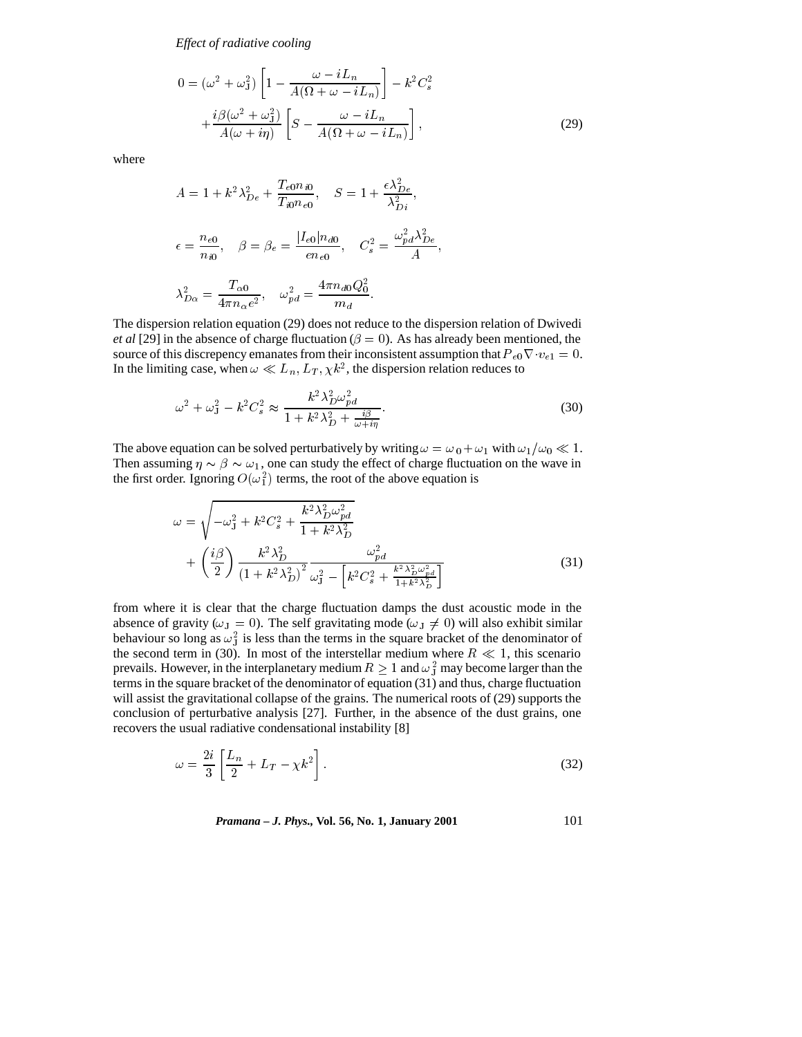$$0 = (\omega^2 + \omega_{\rm J}^2)\left[1 - \frac{\omega - iL_n}{A(\Omega + \omega - iL_n)}\right] - k^2 C_s^2$$
$$+ \frac{i\beta(\omega^2 + \omega_{\rm J}^2)}{A(\omega + i\eta)}\left[S - \frac{\omega - iL_n}{A(\Omega + \omega - iL_n)}\right], \tag{29}$$

where

$$A = 1 + k^2\lambda_{De}^2 + \frac{T_{e0}n_{i0}}{T_{i0}n_{e0}}, \quad S = 1 + \frac{\epsilon\lambda_{De}^2}{\lambda_{Di}^2},$$

$$\epsilon = \frac{n_{e0}}{n_{i0}}, \quad \beta = \beta_e = \frac{|I_{e0}|n_{d0}}{en_{e0}}, \quad C_s^2 = \frac{\omega_{pd}^2\lambda_{De}^2}{A},$$

$$\lambda_{D\alpha}^2 = \frac{T_{\alpha 0}}{4\pi n_\alpha e^2}, \quad \omega_{pd}^2 = \frac{4\pi n_{d0}Q_0^2}{m_d}.$$

The dispersion relation equation (29) does not reduce to the dispersion relation of Dwivedi *et al* [29] in the absence of charge fluctuation ($\beta = 0$). As has already been mentioned, the source of this discrepency emanates from their inconsistent assumption that $P_{e0}\nabla\cdot v_{e1} = 0$. In the limiting case, when $\omega \ll L_n, L_T, \chi k^2$, the dispersion relation reduces to

$$\omega^2 + \omega_{\rm J}^2 - k^2 C_s^2 \approx \frac{k^2\lambda_D^2\omega_{pd}^2}{1 + k^2\lambda_D^2 + \frac{i\beta}{\omega + i\eta}}. \tag{30}$$

The above equation can be solved perturbatively by writing $\omega = \omega_0 + \omega_1$ with $\omega_1/\omega_0 \ll 1$. Then assuming $\eta \sim \beta \sim \omega_1$, one can study the effect of charge fluctuation on the wave in the first order. Ignoring $O(\omega_1^2)$ terms, the root of the above equation is

$$\omega = \sqrt{-\omega_{\rm J}^2 + k^2 C_s^2 + \frac{k^2\lambda_D^2\omega_{pd}^2}{1 + k^2\lambda_D^2}}$$
$$+ \left(\frac{i\beta}{2}\right)\frac{k^2\lambda_D^2}{(1 + k^2\lambda_D^2)^2}\frac{\omega_{pd}^2}{\omega_{\rm J}^2 - \left[k^2 C_s^2 + \frac{k^2\lambda_D^2\omega_{pd}^2}{1 + k^2\lambda_D^2}\right]} \tag{31}$$

from where it is clear that the charge fluctuation damps the dust acoustic mode in the absence of gravity ($\omega_{\rm J} = 0$). The self gravitating mode ($\omega_{\rm J} \neq 0$) will also exhibit similar behaviour so long as $\omega_{\rm J}^2$ is less than the terms in the square bracket of the denominator of the second term in (30). In most of the interstellar medium where $R \ll 1$, this scenario prevails. However, in the interplanetary medium $R \geq 1$ and $\omega_{\rm J}^2$ may become larger than the terms in the square bracket of the denominator of equation (31) and thus, charge fluctuation will assist the gravitational collapse of the grains. The numerical roots of (29) supports the conclusion of perturbative analysis [27]. Further, in the absence of the dust grains, one recovers the usual radiative condensational instability [8]

$$\omega = \frac{2i}{3}\left[\frac{L_n}{2} + L_T - \chi k^2\right]. \tag{32}$$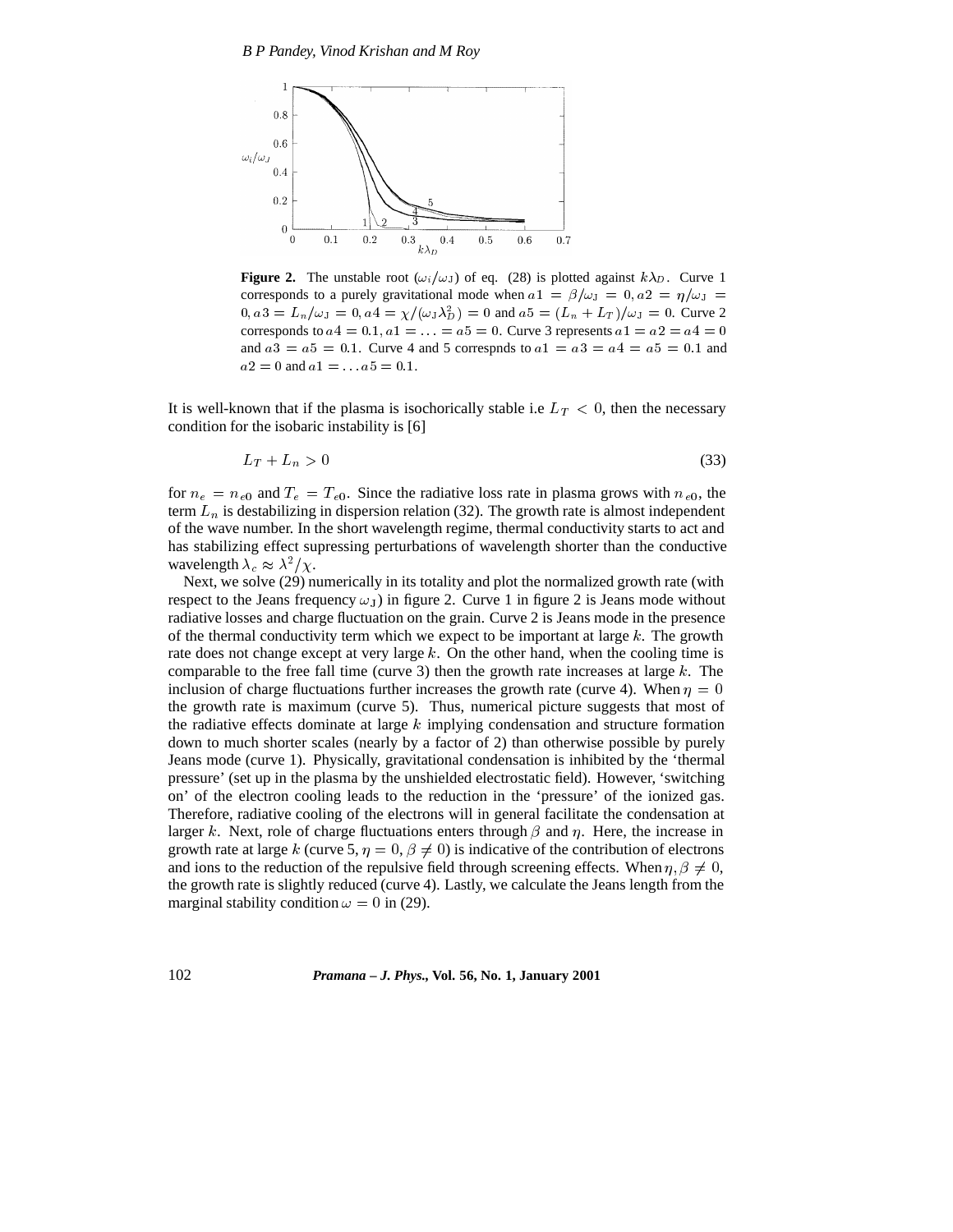1

0.8

0.6

$\omega_i/\omega_J$

0.4

0.2

0

0 0.1 0.2 0.3 0.4 0.5 0.6 0.7

$k\lambda_D$

1 2 3 4 5

**Figure 2.** The unstable root ($\omega_i/\omega_J$) of eq. (28) is plotted against $k\lambda_D$. Curve 1 corresponds to a purely gravitational mode when $a1 = \beta/\omega_J = 0, a2 = \eta/\omega_J = 0, a3 = L_n/\omega_J = 0, a4 = \chi/(\omega_J\lambda_D^2) = 0$ and $a5 = (L_n + L_T)/\omega_J = 0$. Curve 2 corresponds to $a4 = 0.1, a1 = \ldots = a5 = 0$. Curve 3 represents $a1 = a2 = a4 = 0$ and $a3 = a5 = 0.1$. Curve 4 and 5 correspnds to $a1 = a3 = a4 = a5 = 0.1$ and $a2 = 0$ and $a1 = \ldots a5 = 0.1$.

It is well-known that if the plasma is isochorically stable i.e $L_T < 0$, then the necessary condition for the isobaric instability is [6]

$$L_T + L_n > 0 \tag{33}$$

for $n_e = n_{e0}$ and $T_e = T_{e0}$. Since the radiative loss rate in plasma grows with $n_{e0}$, the term $L_n$ is destabilizing in dispersion relation (32). The growth rate is almost independent of the wave number. In the short wavelength regime, thermal conductivity starts to act and has stabilizing effect supressing perturbations of wavelength shorter than the conductive wavelength $\lambda_c \approx \lambda^2/\chi$.

Next, we solve (29) numerically in its totality and plot the normalized growth rate (with respect to the Jeans frequency $\omega_J$) in figure 2. Curve 1 in figure 2 is Jeans mode without radiative losses and charge fluctuation on the grain. Curve 2 is Jeans mode in the presence of the thermal conductivity term which we expect to be important at large $k$. The growth rate does not change except at very large $k$. On the other hand, when the cooling time is comparable to the free fall time (curve 3) then the growth rate increases at large $k$. The inclusion of charge fluctuations further increases the growth rate (curve 4). When $\eta = 0$ the growth rate is maximum (curve 5). Thus, numerical picture suggests that most of the radiative effects dominate at large $k$ implying condensation and structure formation down to much shorter scales (nearly by a factor of 2) than otherwise possible by purely Jeans mode (curve 1). Physically, gravitational condensation is inhibited by the 'thermal pressure' (set up in the plasma by the unshielded electrostatic field). However, 'switching on' of the electron cooling leads to the reduction in the 'pressure' of the ionized gas. Therefore, radiative cooling of the electrons will in general facilitate the condensation at larger $k$. Next, role of charge fluctuations enters through $\beta$ and $\eta$. Here, the increase in growth rate at large $k$ (curve 5, $\eta = 0, \beta \neq 0$) is indicative of the contribution of electrons and ions to the reduction of the repulsive field through screening effects. When $\eta, \beta \neq 0$, the growth rate is slightly reduced (curve 4). Lastly, we calculate the Jeans length from the marginal stability condition $\omega = 0$ in (29).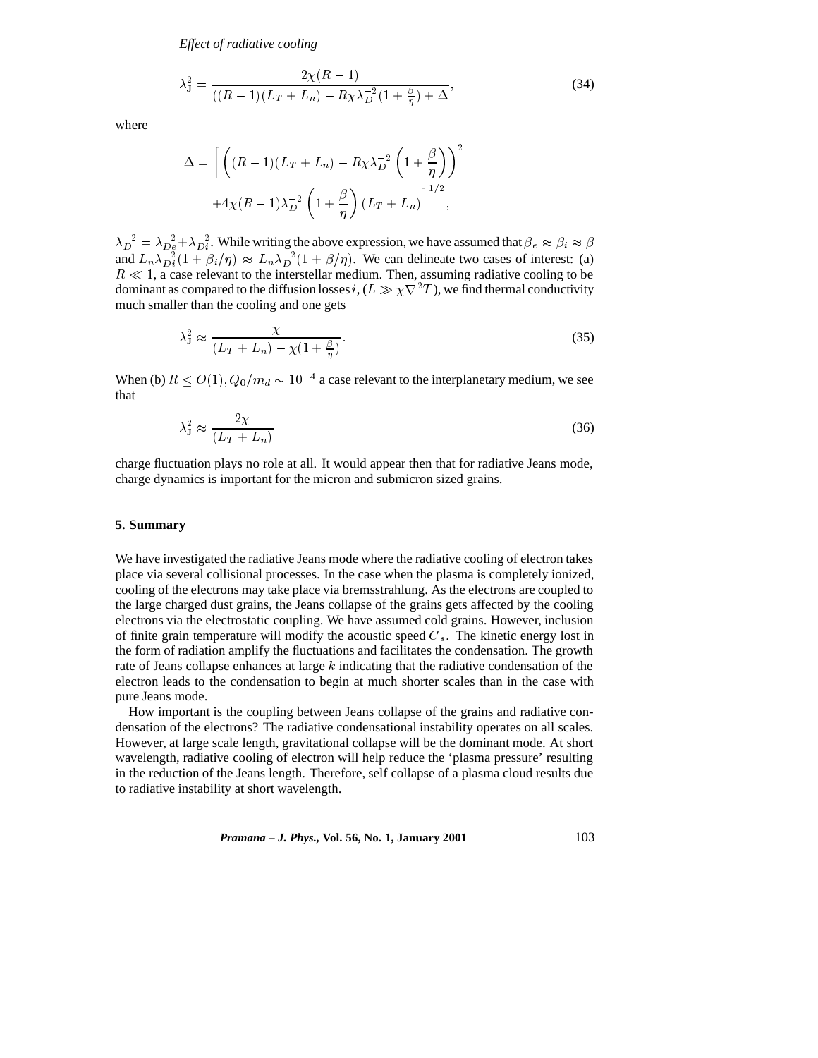$$\lambda_{\mathrm{J}}^2 = \frac{2\chi(R-1)}{((R-1)(L_T+L_n) - R\chi\lambda_D^{-2}(1+\frac{\beta}{\eta}) + \Delta}, \tag{34}$$

where

$$\Delta = \left[ \left( (R-1)(L_T+L_n) - R\chi\lambda_D^{-2}\left(1+\frac{\beta}{\eta}\right) \right)^2 + 4\chi(R-1)\lambda_D^{-2}\left(1+\frac{\beta}{\eta}\right)(L_T+L_n) \right]^{1/2},$$

$\lambda_D^{-2} = \lambda_{De}^{-2} + \lambda_{Di}^{-2}$. While writing the above expression, we have assumed that $\beta_e \approx \beta_i \approx \beta$ and $L_n\lambda_{Di}^{-2}(1+\beta_i/\eta) \approx L_n\lambda_D^{-2}(1+\beta/\eta)$. We can delineate two cases of interest: (a) $R \ll 1$, a case relevant to the interstellar medium. Then, assuming radiative cooling to be dominant as compared to the diffusion losses $i$, $(L \gg \chi\nabla^2 T)$, we find thermal conductivity much smaller than the cooling and one gets

$$\lambda_{\mathrm{J}}^2 \approx \frac{\chi}{(L_T+L_n) - \chi(1+\frac{\beta}{\eta})}. \tag{35}$$

When (b) $R \leq O(1), Q_0/m_d \sim 10^{-4}$ a case relevant to the interplanetary medium, we see that

$$\lambda_{\mathrm{J}}^2 \approx \frac{2\chi}{(L_T+L_n)} \tag{36}$$

charge fluctuation plays no role at all. It would appear then that for radiative Jeans mode, charge dynamics is important for the micron and submicron sized grains.

## 5. Summary

We have investigated the radiative Jeans mode where the radiative cooling of electron takes place via several collisional processes. In the case when the plasma is completely ionized, cooling of the electrons may take place via bremsstrahlung. As the electrons are coupled to the large charged dust grains, the Jeans collapse of the grains gets affected by the cooling electrons via the electrostatic coupling. We have assumed cold grains. However, inclusion of finite grain temperature will modify the acoustic speed $C_s$. The kinetic energy lost in the form of radiation amplify the fluctuations and facilitates the condensation. The growth rate of Jeans collapse enhances at large $k$ indicating that the radiative condensation of the electron leads to the condensation to begin at much shorter scales than in the case with pure Jeans mode.

How important is the coupling between Jeans collapse of the grains and radiative condensation of the electrons? The radiative condensational instability operates on all scales. However, at large scale length, gravitational collapse will be the dominant mode. At short wavelength, radiative cooling of electron will help reduce the 'plasma pressure' resulting in the reduction of the Jeans length. Therefore, self collapse of a plasma cloud results due to radiative instability at short wavelength.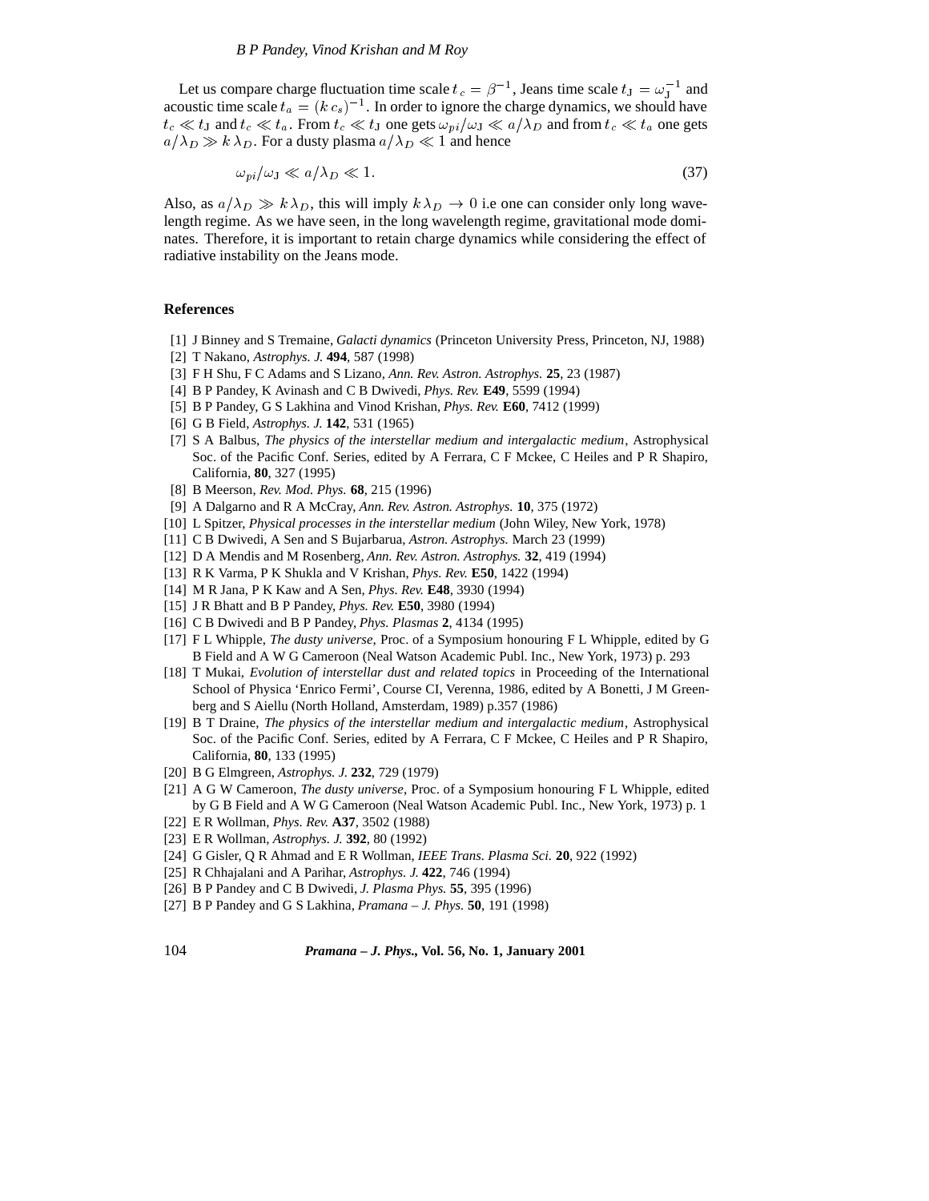Let us compare charge fluctuation time scale $t_c = \beta^{-1}$, Jeans time scale $t_{\rm J} = \omega_{\rm J}^{-1}$ and acoustic time scale $t_a = (k\, c_s)^{-1}$. In order to ignore the charge dynamics, we should have $t_c \ll t_{\rm J}$ and $t_c \ll t_a$. From $t_c \ll t_{\rm J}$ one gets $\omega_{pi}/\omega_{\rm J} \ll a/\lambda_D$ and from $t_c \ll t_a$ one gets $a/\lambda_D \gg k\,\lambda_D$. For a dusty plasma $a/\lambda_D \ll 1$ and hence

$$\omega_{pi}/\omega_{\rm J} \ll a/\lambda_D \ll 1. \tag{37}$$

Also, as $a/\lambda_D \gg k\,\lambda_D$, this will imply $k\,\lambda_D \to 0$ i.e one can consider only long wavelength regime. As we have seen, in the long wavelength regime, gravitational mode dominates. Therefore, it is important to retain charge dynamics while considering the effect of radiative instability on the Jeans mode.

## References

[1] J Binney and S Tremaine, *Galacti dynamics* (Princeton University Press, Princeton, NJ, 1988)
[2] T Nakano, *Astrophys. J.* **494**, 587 (1998)
[3] F H Shu, F C Adams and S Lizano, *Ann. Rev. Astron. Astrophys.* **25**, 23 (1987)
[4] B P Pandey, K Avinash and C B Dwivedi, *Phys. Rev.* **E49**, 5599 (1994)
[5] B P Pandey, G S Lakhina and Vinod Krishan, *Phys. Rev.* **E60**, 7412 (1999)
[6] G B Field, *Astrophys. J.* **142**, 531 (1965)
[7] S A Balbus, *The physics of the interstellar medium and intergalactic medium*, Astrophysical Soc. of the Pacific Conf. Series, edited by A Ferrara, C F Mckee, C Heiles and P R Shapiro, California, **80**, 327 (1995)
[8] B Meerson, *Rev. Mod. Phys.* **68**, 215 (1996)
[9] A Dalgarno and R A McCray, *Ann. Rev. Astron. Astrophys.* **10**, 375 (1972)
[10] L Spitzer, *Physical processes in the interstellar medium* (John Wiley, New York, 1978)
[11] C B Dwivedi, A Sen and S Bujarbarua, *Astron. Astrophys.* March 23 (1999)
[12] D A Mendis and M Rosenberg, *Ann. Rev. Astron. Astrophys.* **32**, 419 (1994)
[13] R K Varma, P K Shukla and V Krishan, *Phys. Rev.* **E50**, 1422 (1994)
[14] M R Jana, P K Kaw and A Sen, *Phys. Rev.* **E48**, 3930 (1994)
[15] J R Bhatt and B P Pandey, *Phys. Rev.* **E50**, 3980 (1994)
[16] C B Dwivedi and B P Pandey, *Phys. Plasmas* **2**, 4134 (1995)
[17] F L Whipple, *The dusty universe*, Proc. of a Symposium honouring F L Whipple, edited by G B Field and A W G Cameroon (Neal Watson Academic Publ. Inc., New York, 1973) p. 293
[18] T Mukai, *Evolution of interstellar dust and related topics* in Proceeding of the International School of Physica 'Enrico Fermi', Course CI, Verenna, 1986, edited by A Bonetti, J M Greenberg and S Aiellu (North Holland, Amsterdam, 1989) p.357 (1986)
[19] B T Draine, *The physics of the interstellar medium and intergalactic medium*, Astrophysical Soc. of the Pacific Conf. Series, edited by A Ferrara, C F Mckee, C Heiles and P R Shapiro, California, **80**, 133 (1995)
[20] B G Elmgreen, *Astrophys. J.* **232**, 729 (1979)
[21] A G W Cameroon, *The dusty universe*, Proc. of a Symposium honouring F L Whipple, edited by G B Field and A W G Cameroon (Neal Watson Academic Publ. Inc., New York, 1973) p. 1
[22] E R Wollman, *Phys. Rev.* **A37**, 3502 (1988)
[23] E R Wollman, *Astrophys. J.* **392**, 80 (1992)
[24] G Gisler, Q R Ahmad and E R Wollman, *IEEE Trans. Plasma Sci.* **20**, 922 (1992)
[25] R Chhajalani and A Parihar, *Astrophys. J.* **422**, 746 (1994)
[26] B P Pandey and C B Dwivedi, *J. Plasma Phys.* **55**, 395 (1996)
[27] B P Pandey and G S Lakhina, *Pramana – J. Phys.* **50**, 191 (1998)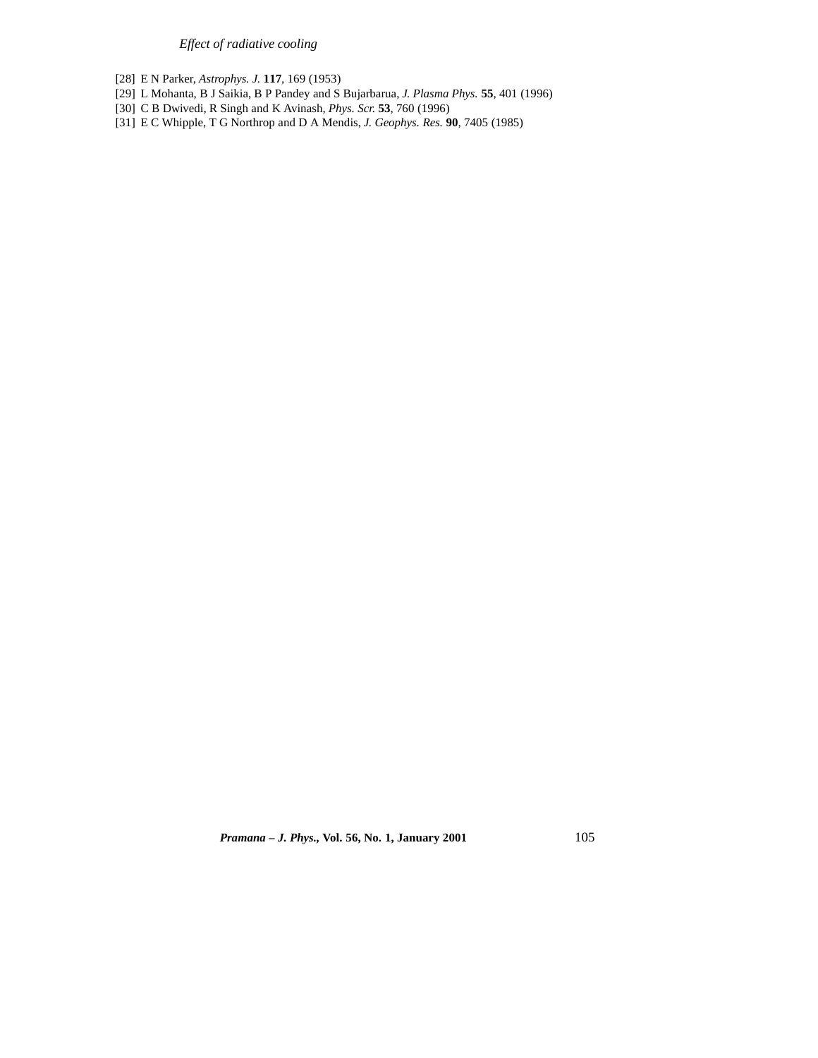[28] E N Parker, *Astrophys. J.* **117**, 169 (1953)

[29] L Mohanta, B J Saikia, B P Pandey and S Bujarbarua, *J. Plasma Phys.* **55**, 401 (1996)

[30] C B Dwivedi, R Singh and K Avinash, *Phys. Scr.* **53**, 760 (1996)

[31] E C Whipple, T G Northrop and D A Mendis, *J. Geophys. Res.* **90**, 7405 (1985)